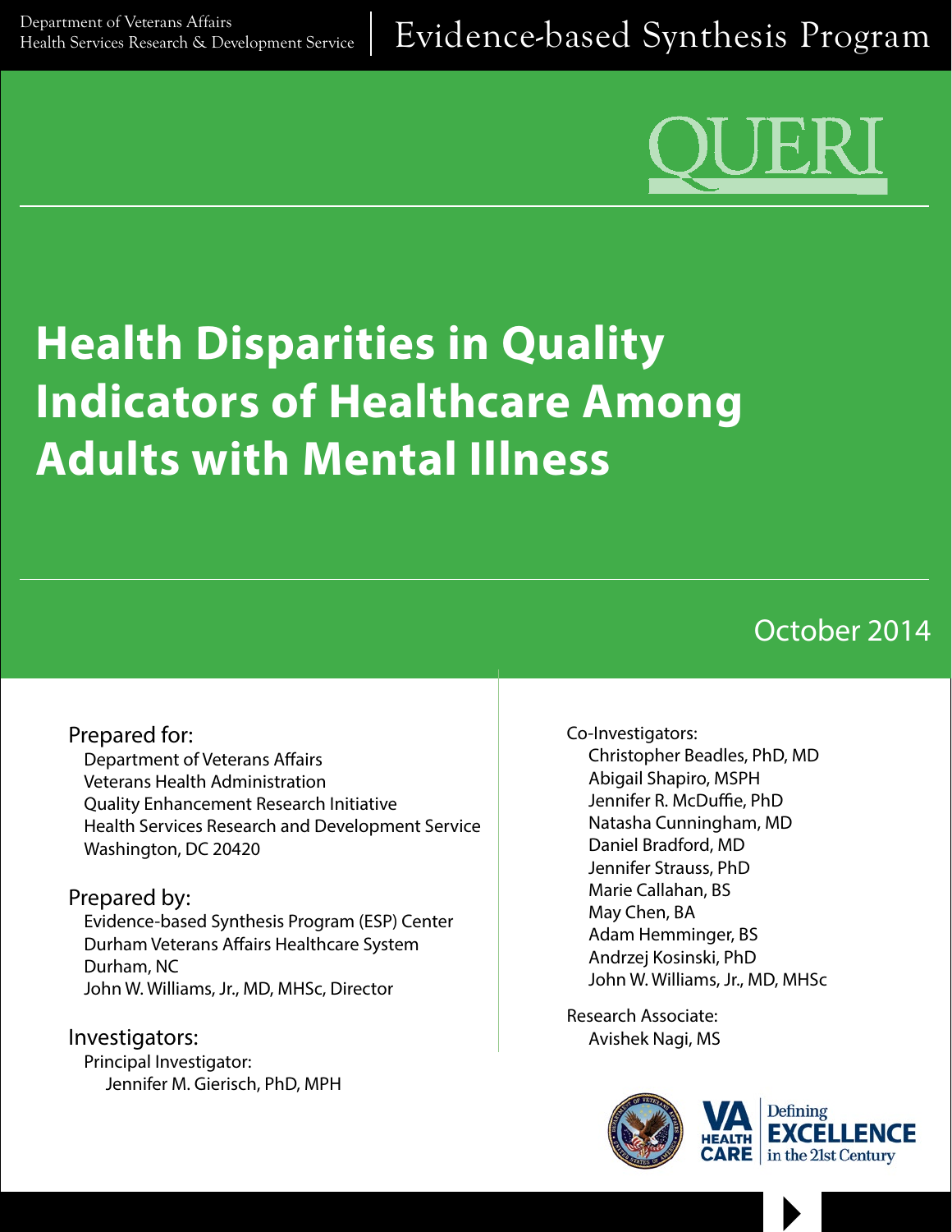Department of Veterans Affairs
Health Services Research & Development Service

Evidence-based Synthesis Program

QUERI

# Health Disparities in Quality Indicators of Healthcare Among Adults with Mental Illness

October 2014

Prepared for:
Department of Veterans Affairs
Veterans Health Administration
Quality Enhancement Research Initiative
Health Services Research and Development Service
Washington, DC 20420

Prepared by:
Evidence-based Synthesis Program (ESP) Center
Durham Veterans Affairs Healthcare System
Durham, NC
John W. Williams, Jr., MD, MHSc, Director

Investigators:
Principal Investigator:
Jennifer M. Gierisch, PhD, MPH

Co-Investigators:
Christopher Beadles, PhD, MD
Abigail Shapiro, MSPH
Jennifer R. McDuffie, PhD
Natasha Cunningham, MD
Daniel Bradford, MD
Jennifer Strauss, PhD
Marie Callahan, BS
May Chen, BA
Adam Hemminger, BS
Andrzej Kosinski, PhD
John W. Williams, Jr., MD, MHSc

Research Associate:
Avishek Nagi, MS

VA HEALTH CARE | Defining EXCELLENCE in the 21st Century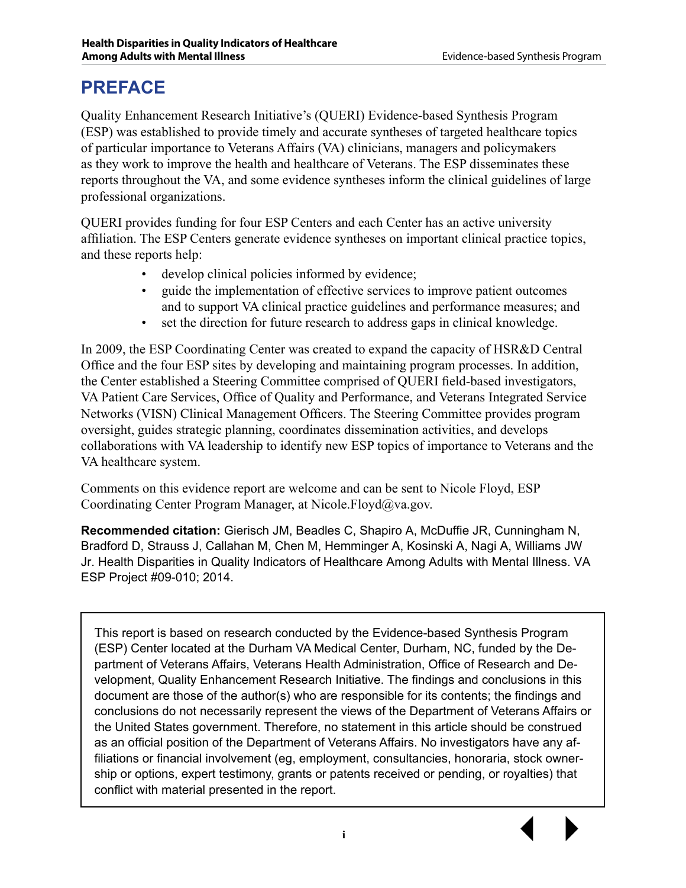# PREFACE

Quality Enhancement Research Initiative's (QUERI) Evidence-based Synthesis Program (ESP) was established to provide timely and accurate syntheses of targeted healthcare topics of particular importance to Veterans Affairs (VA) clinicians, managers and policymakers as they work to improve the health and healthcare of Veterans. The ESP disseminates these reports throughout the VA, and some evidence syntheses inform the clinical guidelines of large professional organizations.

QUERI provides funding for four ESP Centers and each Center has an active university affiliation. The ESP Centers generate evidence syntheses on important clinical practice topics, and these reports help:

- develop clinical policies informed by evidence;
- guide the implementation of effective services to improve patient outcomes and to support VA clinical practice guidelines and performance measures; and
- set the direction for future research to address gaps in clinical knowledge.

In 2009, the ESP Coordinating Center was created to expand the capacity of HSR&D Central Office and the four ESP sites by developing and maintaining program processes. In addition, the Center established a Steering Committee comprised of QUERI field-based investigators, VA Patient Care Services, Office of Quality and Performance, and Veterans Integrated Service Networks (VISN) Clinical Management Officers. The Steering Committee provides program oversight, guides strategic planning, coordinates dissemination activities, and develops collaborations with VA leadership to identify new ESP topics of importance to Veterans and the VA healthcare system.

Comments on this evidence report are welcome and can be sent to Nicole Floyd, ESP Coordinating Center Program Manager, at Nicole.Floyd@va.gov.

**Recommended citation:** Gierisch JM, Beadles C, Shapiro A, McDuffie JR, Cunningham N, Bradford D, Strauss J, Callahan M, Chen M, Hemminger A, Kosinski A, Nagi A, Williams JW Jr. Health Disparities in Quality Indicators of Healthcare Among Adults with Mental Illness. VA ESP Project #09-010; 2014.

This report is based on research conducted by the Evidence-based Synthesis Program (ESP) Center located at the Durham VA Medical Center, Durham, NC, funded by the Department of Veterans Affairs, Veterans Health Administration, Office of Research and Development, Quality Enhancement Research Initiative. The findings and conclusions in this document are those of the author(s) who are responsible for its contents; the findings and conclusions do not necessarily represent the views of the Department of Veterans Affairs or the United States government. Therefore, no statement in this article should be construed as an official position of the Department of Veterans Affairs. No investigators have any affiliations or financial involvement (eg, employment, consultancies, honoraria, stock ownership or options, expert testimony, grants or patents received or pending, or royalties) that conflict with material presented in the report.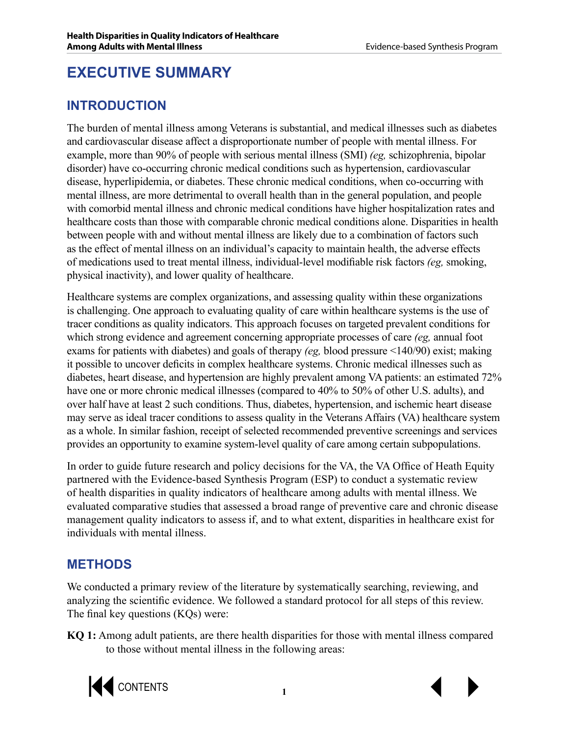# EXECUTIVE SUMMARY

## INTRODUCTION

The burden of mental illness among Veterans is substantial, and medical illnesses such as diabetes and cardiovascular disease affect a disproportionate number of people with mental illness. For example, more than 90% of people with serious mental illness (SMI) *(eg,* schizophrenia, bipolar disorder) have co-occurring chronic medical conditions such as hypertension, cardiovascular disease, hyperlipidemia, or diabetes. These chronic medical conditions, when co-occurring with mental illness, are more detrimental to overall health than in the general population, and people with comorbid mental illness and chronic medical conditions have higher hospitalization rates and healthcare costs than those with comparable chronic medical conditions alone. Disparities in health between people with and without mental illness are likely due to a combination of factors such as the effect of mental illness on an individual's capacity to maintain health, the adverse effects of medications used to treat mental illness, individual-level modifiable risk factors *(eg,* smoking, physical inactivity), and lower quality of healthcare.

Healthcare systems are complex organizations, and assessing quality within these organizations is challenging. One approach to evaluating quality of care within healthcare systems is the use of tracer conditions as quality indicators. This approach focuses on targeted prevalent conditions for which strong evidence and agreement concerning appropriate processes of care *(eg,* annual foot exams for patients with diabetes) and goals of therapy *(eg,* blood pressure <140/90) exist; making it possible to uncover deficits in complex healthcare systems. Chronic medical illnesses such as diabetes, heart disease, and hypertension are highly prevalent among VA patients: an estimated 72% have one or more chronic medical illnesses (compared to 40% to 50% of other U.S. adults), and over half have at least 2 such conditions. Thus, diabetes, hypertension, and ischemic heart disease may serve as ideal tracer conditions to assess quality in the Veterans Affairs (VA) healthcare system as a whole. In similar fashion, receipt of selected recommended preventive screenings and services provides an opportunity to examine system-level quality of care among certain subpopulations.

In order to guide future research and policy decisions for the VA, the VA Office of Heath Equity partnered with the Evidence-based Synthesis Program (ESP) to conduct a systematic review of health disparities in quality indicators of healthcare among adults with mental illness. We evaluated comparative studies that assessed a broad range of preventive care and chronic disease management quality indicators to assess if, and to what extent, disparities in healthcare exist for individuals with mental illness.

## METHODS

We conducted a primary review of the literature by systematically searching, reviewing, and analyzing the scientific evidence. We followed a standard protocol for all steps of this review. The final key questions (KQs) were:

**KQ 1:** Among adult patients, are there health disparities for those with mental illness compared to those without mental illness in the following areas: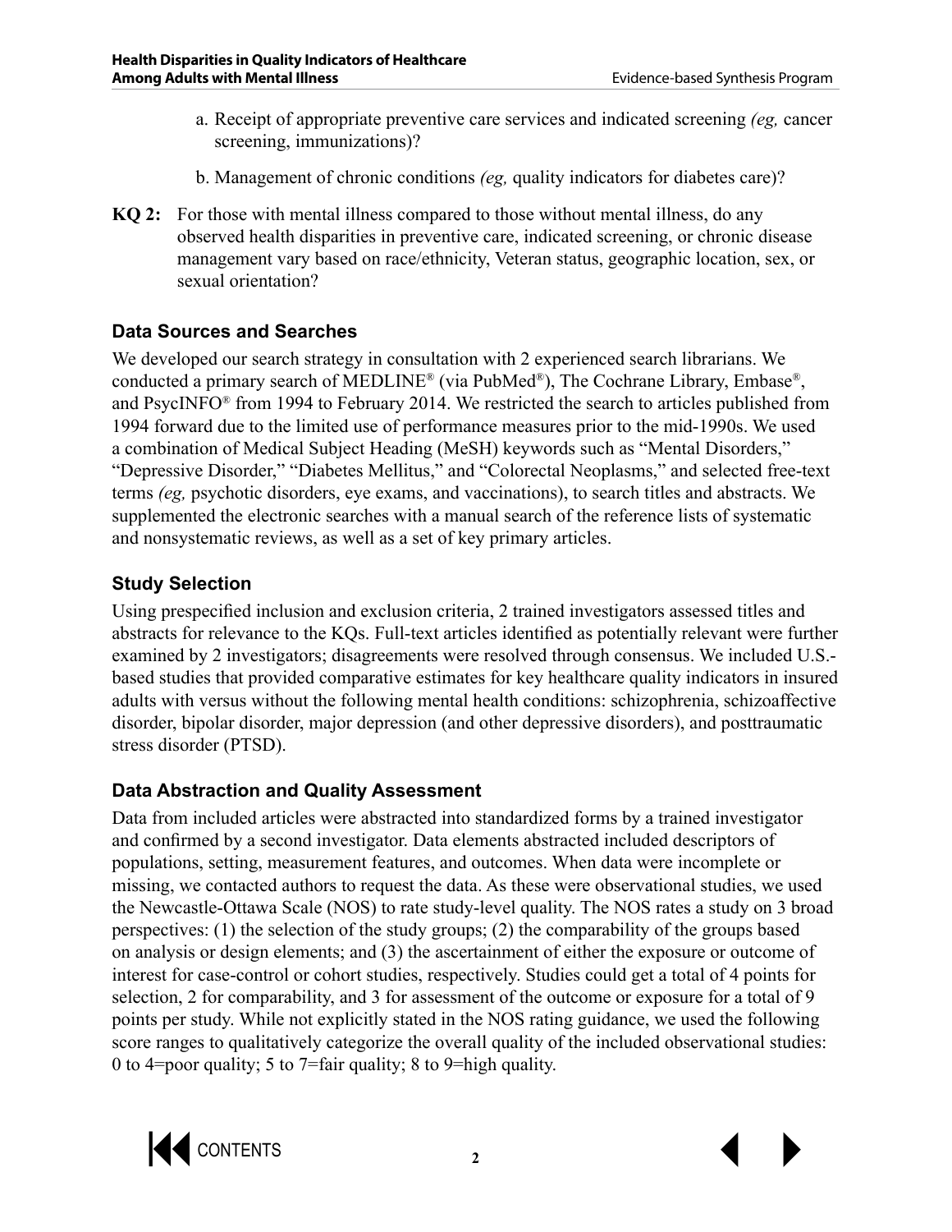a. Receipt of appropriate preventive care services and indicated screening *(eg,* cancer screening, immunizations)?

b. Management of chronic conditions *(eg,* quality indicators for diabetes care)?

**KQ 2:** For those with mental illness compared to those without mental illness, do any observed health disparities in preventive care, indicated screening, or chronic disease management vary based on race/ethnicity, Veteran status, geographic location, sex, or sexual orientation?

### Data Sources and Searches

We developed our search strategy in consultation with 2 experienced search librarians. We conducted a primary search of MEDLINE® (via PubMed®), The Cochrane Library, Embase®, and PsycINFO® from 1994 to February 2014. We restricted the search to articles published from 1994 forward due to the limited use of performance measures prior to the mid-1990s. We used a combination of Medical Subject Heading (MeSH) keywords such as "Mental Disorders," "Depressive Disorder," "Diabetes Mellitus," and "Colorectal Neoplasms," and selected free-text terms *(eg,* psychotic disorders, eye exams, and vaccinations), to search titles and abstracts. We supplemented the electronic searches with a manual search of the reference lists of systematic and nonsystematic reviews, as well as a set of key primary articles.

### Study Selection

Using prespecified inclusion and exclusion criteria, 2 trained investigators assessed titles and abstracts for relevance to the KQs. Full-text articles identified as potentially relevant were further examined by 2 investigators; disagreements were resolved through consensus. We included U.S.-based studies that provided comparative estimates for key healthcare quality indicators in insured adults with versus without the following mental health conditions: schizophrenia, schizoaffective disorder, bipolar disorder, major depression (and other depressive disorders), and posttraumatic stress disorder (PTSD).

### Data Abstraction and Quality Assessment

Data from included articles were abstracted into standardized forms by a trained investigator and confirmed by a second investigator. Data elements abstracted included descriptors of populations, setting, measurement features, and outcomes. When data were incomplete or missing, we contacted authors to request the data. As these were observational studies, we used the Newcastle-Ottawa Scale (NOS) to rate study-level quality. The NOS rates a study on 3 broad perspectives: (1) the selection of the study groups; (2) the comparability of the groups based on analysis or design elements; and (3) the ascertainment of either the exposure or outcome of interest for case-control or cohort studies, respectively. Studies could get a total of 4 points for selection, 2 for comparability, and 3 for assessment of the outcome or exposure for a total of 9 points per study. While not explicitly stated in the NOS rating guidance, we used the following score ranges to qualitatively categorize the overall quality of the included observational studies: 0 to 4=poor quality; 5 to 7=fair quality; 8 to 9=high quality.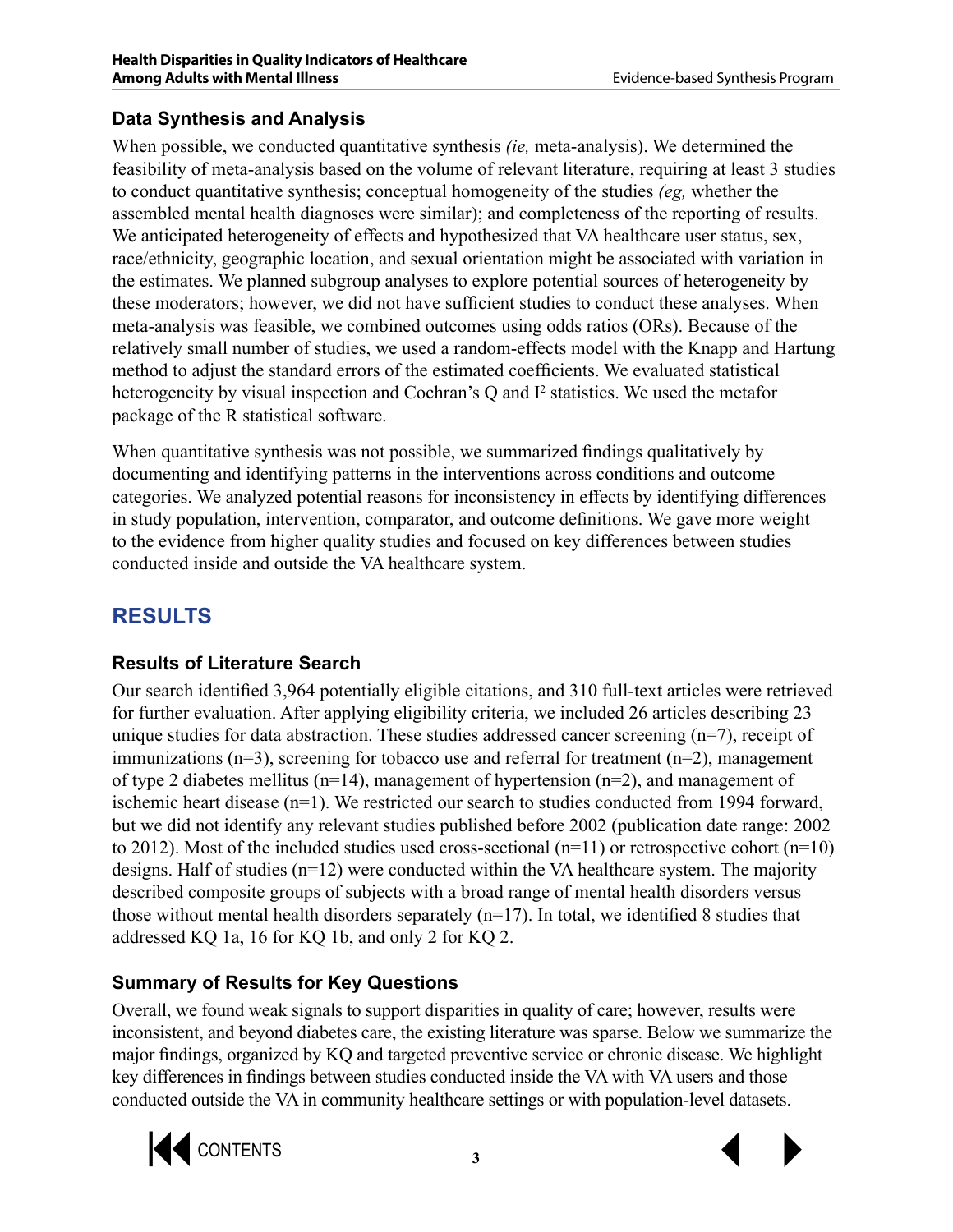### Data Synthesis and Analysis

When possible, we conducted quantitative synthesis *(ie,* meta-analysis). We determined the feasibility of meta-analysis based on the volume of relevant literature, requiring at least 3 studies to conduct quantitative synthesis; conceptual homogeneity of the studies *(eg,* whether the assembled mental health diagnoses were similar); and completeness of the reporting of results. We anticipated heterogeneity of effects and hypothesized that VA healthcare user status, sex, race/ethnicity, geographic location, and sexual orientation might be associated with variation in the estimates. We planned subgroup analyses to explore potential sources of heterogeneity by these moderators; however, we did not have sufficient studies to conduct these analyses. When meta-analysis was feasible, we combined outcomes using odds ratios (ORs). Because of the relatively small number of studies, we used a random-effects model with the Knapp and Hartung method to adjust the standard errors of the estimated coefficients. We evaluated statistical heterogeneity by visual inspection and Cochran's Q and $I^2$ statistics. We used the metafor package of the R statistical software.

When quantitative synthesis was not possible, we summarized findings qualitatively by documenting and identifying patterns in the interventions across conditions and outcome categories. We analyzed potential reasons for inconsistency in effects by identifying differences in study population, intervention, comparator, and outcome definitions. We gave more weight to the evidence from higher quality studies and focused on key differences between studies conducted inside and outside the VA healthcare system.

## RESULTS

### Results of Literature Search

Our search identified 3,964 potentially eligible citations, and 310 full-text articles were retrieved for further evaluation. After applying eligibility criteria, we included 26 articles describing 23 unique studies for data abstraction. These studies addressed cancer screening (n=7), receipt of immunizations (n=3), screening for tobacco use and referral for treatment (n=2), management of type 2 diabetes mellitus (n=14), management of hypertension (n=2), and management of ischemic heart disease (n=1). We restricted our search to studies conducted from 1994 forward, but we did not identify any relevant studies published before 2002 (publication date range: 2002 to 2012). Most of the included studies used cross-sectional (n=11) or retrospective cohort (n=10) designs. Half of studies (n=12) were conducted within the VA healthcare system. The majority described composite groups of subjects with a broad range of mental health disorders versus those without mental health disorders separately (n=17). In total, we identified 8 studies that addressed KQ 1a, 16 for KQ 1b, and only 2 for KQ 2.

### Summary of Results for Key Questions

Overall, we found weak signals to support disparities in quality of care; however, results were inconsistent, and beyond diabetes care, the existing literature was sparse. Below we summarize the major findings, organized by KQ and targeted preventive service or chronic disease. We highlight key differences in findings between studies conducted inside the VA with VA users and those conducted outside the VA in community healthcare settings or with population-level datasets.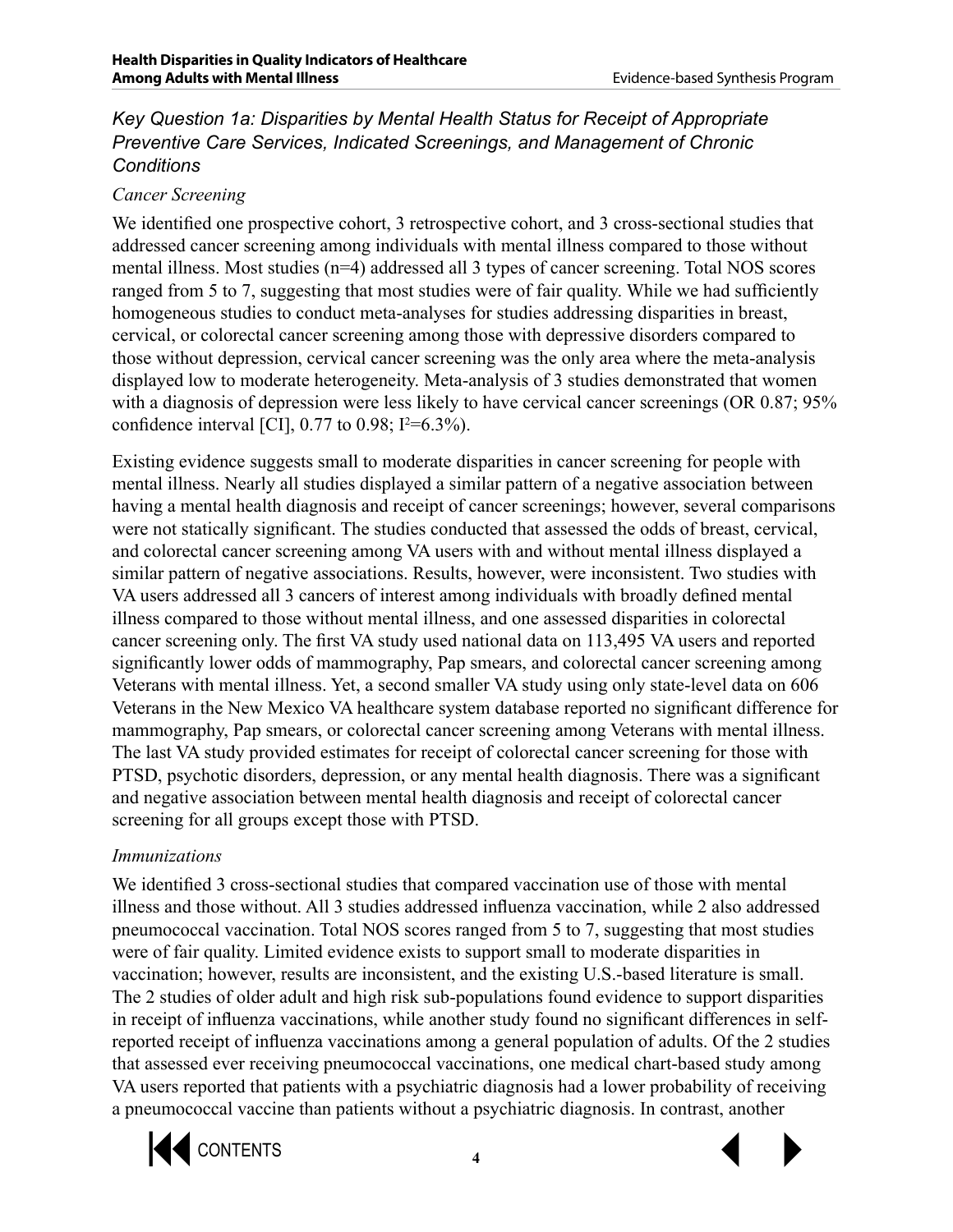### *Key Question 1a: Disparities by Mental Health Status for Receipt of Appropriate Preventive Care Services, Indicated Screenings, and Management of Chronic Conditions*

*Cancer Screening*

We identified one prospective cohort, 3 retrospective cohort, and 3 cross-sectional studies that addressed cancer screening among individuals with mental illness compared to those without mental illness. Most studies (n=4) addressed all 3 types of cancer screening. Total NOS scores ranged from 5 to 7, suggesting that most studies were of fair quality. While we had sufficiently homogeneous studies to conduct meta-analyses for studies addressing disparities in breast, cervical, or colorectal cancer screening among those with depressive disorders compared to those without depression, cervical cancer screening was the only area where the meta-analysis displayed low to moderate heterogeneity. Meta-analysis of 3 studies demonstrated that women with a diagnosis of depression were less likely to have cervical cancer screenings (OR 0.87; 95% confidence interval [CI], 0.77 to 0.98; $I^2$=6.3%).

Existing evidence suggests small to moderate disparities in cancer screening for people with mental illness. Nearly all studies displayed a similar pattern of a negative association between having a mental health diagnosis and receipt of cancer screenings; however, several comparisons were not statically significant. The studies conducted that assessed the odds of breast, cervical, and colorectal cancer screening among VA users with and without mental illness displayed a similar pattern of negative associations. Results, however, were inconsistent. Two studies with VA users addressed all 3 cancers of interest among individuals with broadly defined mental illness compared to those without mental illness, and one assessed disparities in colorectal cancer screening only. The first VA study used national data on 113,495 VA users and reported significantly lower odds of mammography, Pap smears, and colorectal cancer screening among Veterans with mental illness. Yet, a second smaller VA study using only state-level data on 606 Veterans in the New Mexico VA healthcare system database reported no significant difference for mammography, Pap smears, or colorectal cancer screening among Veterans with mental illness. The last VA study provided estimates for receipt of colorectal cancer screening for those with PTSD, psychotic disorders, depression, or any mental health diagnosis. There was a significant and negative association between mental health diagnosis and receipt of colorectal cancer screening for all groups except those with PTSD.

*Immunizations*

We identified 3 cross-sectional studies that compared vaccination use of those with mental illness and those without. All 3 studies addressed influenza vaccination, while 2 also addressed pneumococcal vaccination. Total NOS scores ranged from 5 to 7, suggesting that most studies were of fair quality. Limited evidence exists to support small to moderate disparities in vaccination; however, results are inconsistent, and the existing U.S.-based literature is small. The 2 studies of older adult and high risk sub-populations found evidence to support disparities in receipt of influenza vaccinations, while another study found no significant differences in self-reported receipt of influenza vaccinations among a general population of adults. Of the 2 studies that assessed ever receiving pneumococcal vaccinations, one medical chart-based study among VA users reported that patients with a psychiatric diagnosis had a lower probability of receiving a pneumococcal vaccine than patients without a psychiatric diagnosis. In contrast, another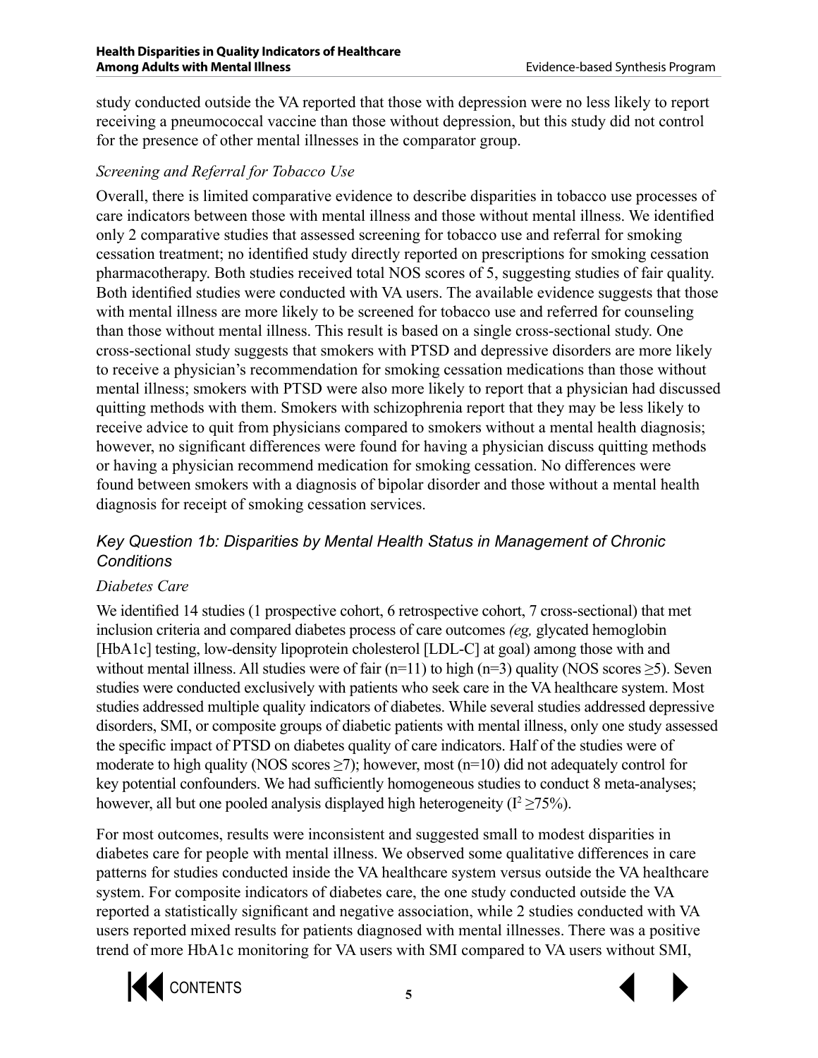study conducted outside the VA reported that those with depression were no less likely to report receiving a pneumococcal vaccine than those without depression, but this study did not control for the presence of other mental illnesses in the comparator group.

*Screening and Referral for Tobacco Use*

Overall, there is limited comparative evidence to describe disparities in tobacco use processes of care indicators between those with mental illness and those without mental illness. We identified only 2 comparative studies that assessed screening for tobacco use and referral for smoking cessation treatment; no identified study directly reported on prescriptions for smoking cessation pharmacotherapy. Both studies received total NOS scores of 5, suggesting studies of fair quality. Both identified studies were conducted with VA users. The available evidence suggests that those with mental illness are more likely to be screened for tobacco use and referred for counseling than those without mental illness. This result is based on a single cross-sectional study. One cross-sectional study suggests that smokers with PTSD and depressive disorders are more likely to receive a physician's recommendation for smoking cessation medications than those without mental illness; smokers with PTSD were also more likely to report that a physician had discussed quitting methods with them. Smokers with schizophrenia report that they may be less likely to receive advice to quit from physicians compared to smokers without a mental health diagnosis; however, no significant differences were found for having a physician discuss quitting methods or having a physician recommend medication for smoking cessation. No differences were found between smokers with a diagnosis of bipolar disorder and those without a mental health diagnosis for receipt of smoking cessation services.

### *Key Question 1b: Disparities by Mental Health Status in Management of Chronic Conditions*

*Diabetes Care*

We identified 14 studies (1 prospective cohort, 6 retrospective cohort, 7 cross-sectional) that met inclusion criteria and compared diabetes process of care outcomes *(eg,* glycated hemoglobin [HbA1c] testing, low-density lipoprotein cholesterol [LDL-C] at goal) among those with and without mental illness. All studies were of fair (n=11) to high (n=3) quality (NOS scores $\geq$5). Seven studies were conducted exclusively with patients who seek care in the VA healthcare system. Most studies addressed multiple quality indicators of diabetes. While several studies addressed depressive disorders, SMI, or composite groups of diabetic patients with mental illness, only one study assessed the specific impact of PTSD on diabetes quality of care indicators. Half of the studies were of moderate to high quality (NOS scores $\geq$7); however, most (n=10) did not adequately control for key potential confounders. We had sufficiently homogeneous studies to conduct 8 meta-analyses; however, all but one pooled analysis displayed high heterogeneity ($I^2 \geq 75\%$).

For most outcomes, results were inconsistent and suggested small to modest disparities in diabetes care for people with mental illness. We observed some qualitative differences in care patterns for studies conducted inside the VA healthcare system versus outside the VA healthcare system. For composite indicators of diabetes care, the one study conducted outside the VA reported a statistically significant and negative association, while 2 studies conducted with VA users reported mixed results for patients diagnosed with mental illnesses. There was a positive trend of more HbA1c monitoring for VA users with SMI compared to VA users without SMI,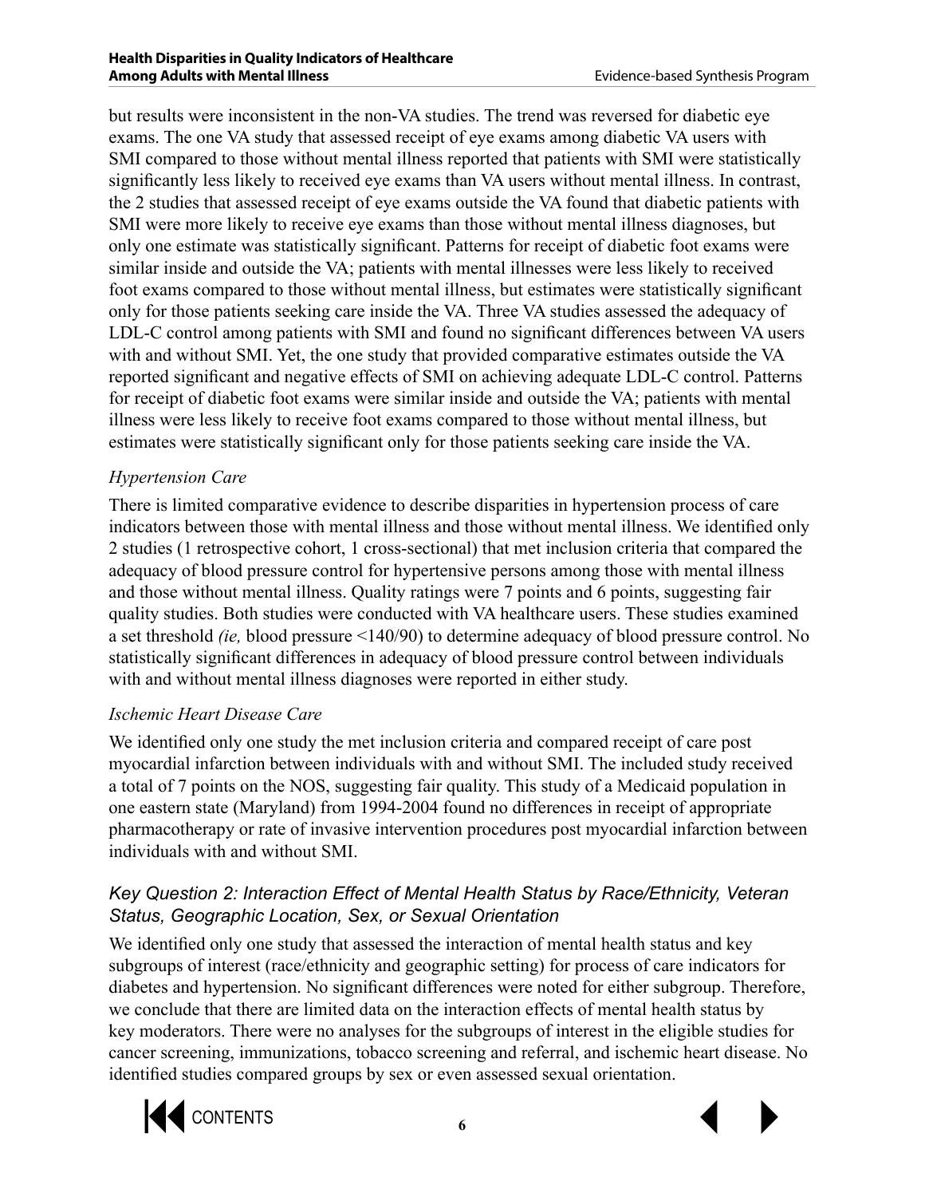but results were inconsistent in the non-VA studies. The trend was reversed for diabetic eye exams. The one VA study that assessed receipt of eye exams among diabetic VA users with SMI compared to those without mental illness reported that patients with SMI were statistically significantly less likely to received eye exams than VA users without mental illness. In contrast, the 2 studies that assessed receipt of eye exams outside the VA found that diabetic patients with SMI were more likely to receive eye exams than those without mental illness diagnoses, but only one estimate was statistically significant. Patterns for receipt of diabetic foot exams were similar inside and outside the VA; patients with mental illnesses were less likely to received foot exams compared to those without mental illness, but estimates were statistically significant only for those patients seeking care inside the VA. Three VA studies assessed the adequacy of LDL-C control among patients with SMI and found no significant differences between VA users with and without SMI. Yet, the one study that provided comparative estimates outside the VA reported significant and negative effects of SMI on achieving adequate LDL-C control. Patterns for receipt of diabetic foot exams were similar inside and outside the VA; patients with mental illness were less likely to receive foot exams compared to those without mental illness, but estimates were statistically significant only for those patients seeking care inside the VA.

*Hypertension Care*

There is limited comparative evidence to describe disparities in hypertension process of care indicators between those with mental illness and those without mental illness. We identified only 2 studies (1 retrospective cohort, 1 cross-sectional) that met inclusion criteria that compared the adequacy of blood pressure control for hypertensive persons among those with mental illness and those without mental illness. Quality ratings were 7 points and 6 points, suggesting fair quality studies. Both studies were conducted with VA healthcare users. These studies examined a set threshold *(ie,* blood pressure <140/90) to determine adequacy of blood pressure control. No statistically significant differences in adequacy of blood pressure control between individuals with and without mental illness diagnoses were reported in either study.

*Ischemic Heart Disease Care*

We identified only one study the met inclusion criteria and compared receipt of care post myocardial infarction between individuals with and without SMI. The included study received a total of 7 points on the NOS, suggesting fair quality. This study of a Medicaid population in one eastern state (Maryland) from 1994-2004 found no differences in receipt of appropriate pharmacotherapy or rate of invasive intervention procedures post myocardial infarction between individuals with and without SMI.

### *Key Question 2: Interaction Effect of Mental Health Status by Race/Ethnicity, Veteran Status, Geographic Location, Sex, or Sexual Orientation*

We identified only one study that assessed the interaction of mental health status and key subgroups of interest (race/ethnicity and geographic setting) for process of care indicators for diabetes and hypertension. No significant differences were noted for either subgroup. Therefore, we conclude that there are limited data on the interaction effects of mental health status by key moderators. There were no analyses for the subgroups of interest in the eligible studies for cancer screening, immunizations, tobacco screening and referral, and ischemic heart disease. No identified studies compared groups by sex or even assessed sexual orientation.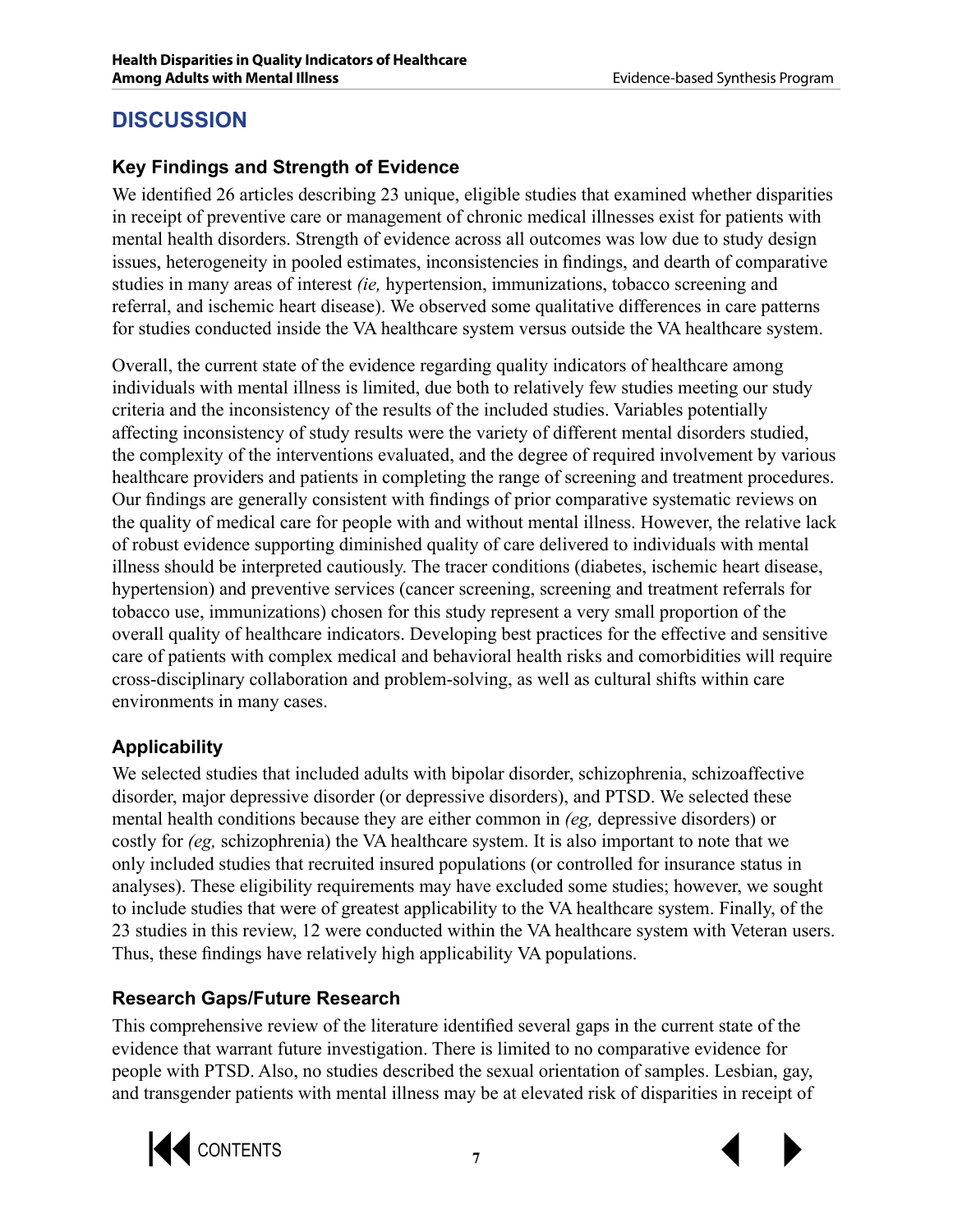# DISCUSSION

## Key Findings and Strength of Evidence

We identified 26 articles describing 23 unique, eligible studies that examined whether disparities in receipt of preventive care or management of chronic medical illnesses exist for patients with mental health disorders. Strength of evidence across all outcomes was low due to study design issues, heterogeneity in pooled estimates, inconsistencies in findings, and dearth of comparative studies in many areas of interest *(ie,* hypertension, immunizations, tobacco screening and referral, and ischemic heart disease). We observed some qualitative differences in care patterns for studies conducted inside the VA healthcare system versus outside the VA healthcare system.

Overall, the current state of the evidence regarding quality indicators of healthcare among individuals with mental illness is limited, due both to relatively few studies meeting our study criteria and the inconsistency of the results of the included studies. Variables potentially affecting inconsistency of study results were the variety of different mental disorders studied, the complexity of the interventions evaluated, and the degree of required involvement by various healthcare providers and patients in completing the range of screening and treatment procedures. Our findings are generally consistent with findings of prior comparative systematic reviews on the quality of medical care for people with and without mental illness. However, the relative lack of robust evidence supporting diminished quality of care delivered to individuals with mental illness should be interpreted cautiously. The tracer conditions (diabetes, ischemic heart disease, hypertension) and preventive services (cancer screening, screening and treatment referrals for tobacco use, immunizations) chosen for this study represent a very small proportion of the overall quality of healthcare indicators. Developing best practices for the effective and sensitive care of patients with complex medical and behavioral health risks and comorbidities will require cross-disciplinary collaboration and problem-solving, as well as cultural shifts within care environments in many cases.

## Applicability

We selected studies that included adults with bipolar disorder, schizophrenia, schizoaffective disorder, major depressive disorder (or depressive disorders), and PTSD. We selected these mental health conditions because they are either common in *(eg,* depressive disorders) or costly for *(eg,* schizophrenia) the VA healthcare system. It is also important to note that we only included studies that recruited insured populations (or controlled for insurance status in analyses). These eligibility requirements may have excluded some studies; however, we sought to include studies that were of greatest applicability to the VA healthcare system. Finally, of the 23 studies in this review, 12 were conducted within the VA healthcare system with Veteran users. Thus, these findings have relatively high applicability VA populations.

## Research Gaps/Future Research

This comprehensive review of the literature identified several gaps in the current state of the evidence that warrant future investigation. There is limited to no comparative evidence for people with PTSD. Also, no studies described the sexual orientation of samples. Lesbian, gay, and transgender patients with mental illness may be at elevated risk of disparities in receipt of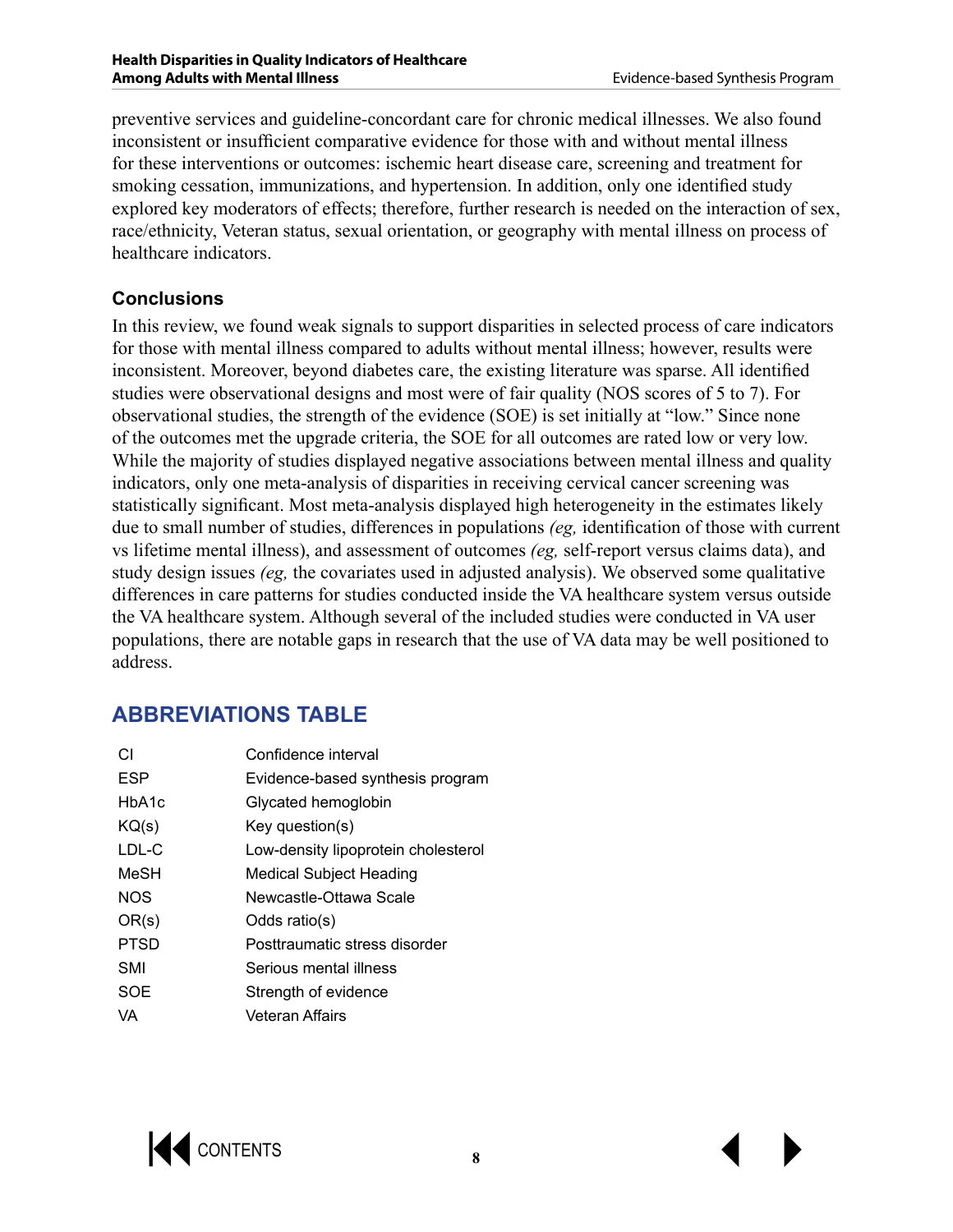preventive services and guideline-concordant care for chronic medical illnesses. We also found inconsistent or insufficient comparative evidence for those with and without mental illness for these interventions or outcomes: ischemic heart disease care, screening and treatment for smoking cessation, immunizations, and hypertension. In addition, only one identified study explored key moderators of effects; therefore, further research is needed on the interaction of sex, race/ethnicity, Veteran status, sexual orientation, or geography with mental illness on process of healthcare indicators.

### Conclusions

In this review, we found weak signals to support disparities in selected process of care indicators for those with mental illness compared to adults without mental illness; however, results were inconsistent. Moreover, beyond diabetes care, the existing literature was sparse. All identified studies were observational designs and most were of fair quality (NOS scores of 5 to 7). For observational studies, the strength of the evidence (SOE) is set initially at "low." Since none of the outcomes met the upgrade criteria, the SOE for all outcomes are rated low or very low. While the majority of studies displayed negative associations between mental illness and quality indicators, only one meta-analysis of disparities in receiving cervical cancer screening was statistically significant. Most meta-analysis displayed high heterogeneity in the estimates likely due to small number of studies, differences in populations *(eg,* identification of those with current vs lifetime mental illness), and assessment of outcomes *(eg,* self-report versus claims data), and study design issues *(eg,* the covariates used in adjusted analysis). We observed some qualitative differences in care patterns for studies conducted inside the VA healthcare system versus outside the VA healthcare system. Although several of the included studies were conducted in VA user populations, there are notable gaps in research that the use of VA data may be well positioned to address.

## ABBREVIATIONS TABLE

| | |
|---|---|
| CI | Confidence interval |
| ESP | Evidence-based synthesis program |
| HbA1c | Glycated hemoglobin |
| KQ(s) | Key question(s) |
| LDL-C | Low-density lipoprotein cholesterol |
| MeSH | Medical Subject Heading |
| NOS | Newcastle-Ottawa Scale |
| OR(s) | Odds ratio(s) |
| PTSD | Posttraumatic stress disorder |
| SMI | Serious mental illness |
| SOE | Strength of evidence |
| VA | Veteran Affairs |